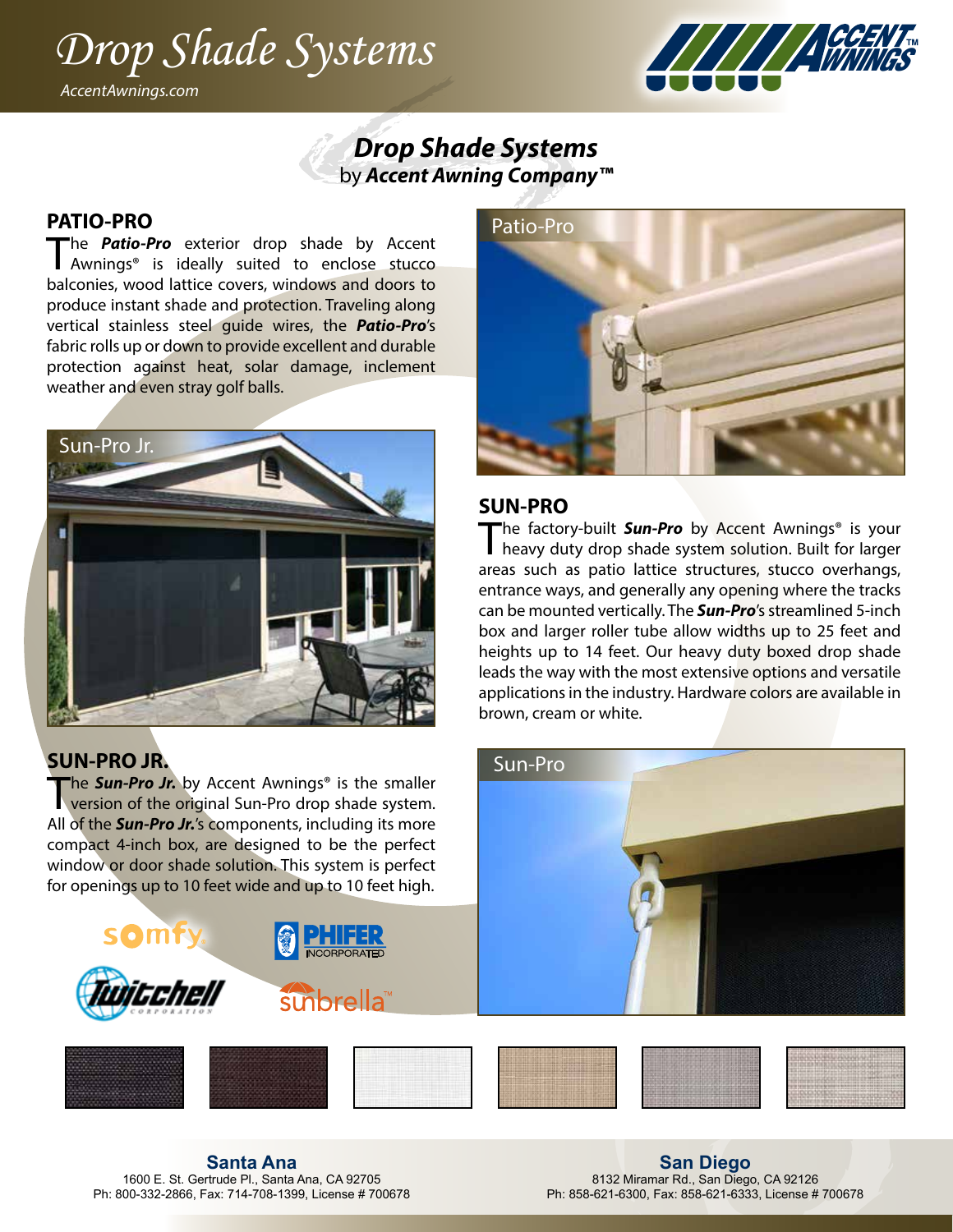# Drop Shade Systems

AccentAwnings.com

## Drop Shade Systems

by ***Accent Awning Company™***

### PATIO-PRO

The ***Patio-Pro*** exterior drop shade by Accent Awnings® is ideally suited to enclose stucco balconies, wood lattice covers, windows and doors to produce instant shade and protection. Traveling along vertical stainless steel guide wires, the ***Patio-Pro***'s fabric rolls up or down to provide excellent and durable protection against heat, solar damage, inclement weather and even stray golf balls.

Sun-Pro Jr.

### SUN-PRO JR.

The ***Sun-Pro Jr.*** by Accent Awnings® is the smaller version of the original Sun-Pro drop shade system. All of the ***Sun-Pro Jr.***'s components, including its more compact 4-inch box, are designed to be the perfect window or door shade solution. This system is perfect for openings up to 10 feet wide and up to 10 feet high.

Patio-Pro

### SUN-PRO

The factory-built ***Sun-Pro*** by Accent Awnings® is your heavy duty drop shade system solution. Built for larger areas such as patio lattice structures, stucco overhangs, entrance ways, and generally any opening where the tracks can be mounted vertically. The ***Sun-Pro***'s streamlined 5-inch box and larger roller tube allow widths up to 25 feet and heights up to 14 feet. Our heavy duty boxed drop shade leads the way with the most extensive options and versatile applications in the industry. Hardware colors are available in brown, cream or white.

Sun-Pro

**Santa Ana**
1600 E. St. Gertrude Pl., Santa Ana, CA 92705
Ph: 800-332-2866, Fax: 714-708-1399, License # 700678

**San Diego**
8132 Miramar Rd., San Diego, CA 92126
Ph: 858-621-6300, Fax: 858-621-6333, License # 700678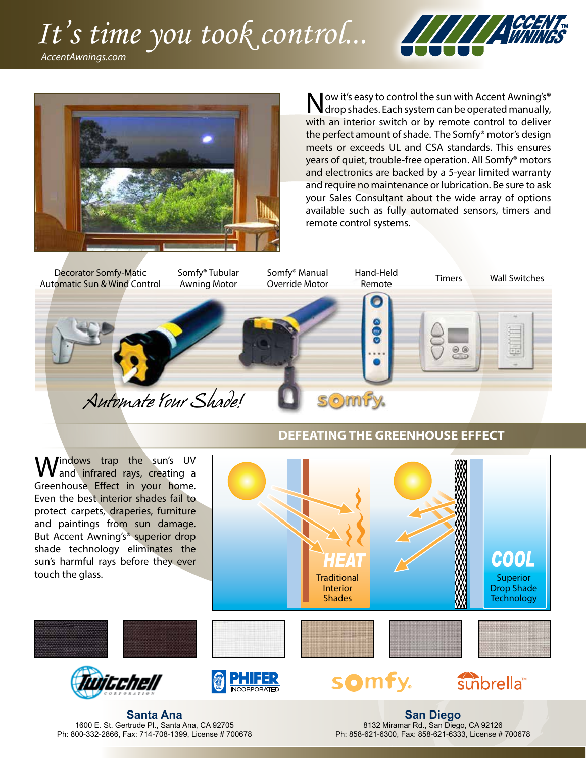# It's time you took control...

AccentAwnings.com

Now it's easy to control the sun with Accent Awning's® drop shades. Each system can be operated manually, with an interior switch or by remote control to deliver the perfect amount of shade. The Somfy® motor's design meets or exceeds UL and CSA standards. This ensures years of quiet, trouble-free operation. All Somfy® motors and electronics are backed by a 5-year limited warranty and require no maintenance or lubrication. Be sure to ask your Sales Consultant about the wide array of options available such as fully automated sensors, timers and remote control systems.

Decorator Somfy-Matic Automatic Sun & Wind Control

Somfy® Tubular Awning Motor

Somfy® Manual Override Motor

Hand-Held Remote

Timers

Wall Switches

*Automate Your Shade!*

## DEFEATING THE GREENHOUSE EFFECT

Windows trap the sun's UV and infrared rays, creating a Greenhouse Effect in your home. Even the best interior shades fail to protect carpets, draperies, furniture and paintings from sun damage. But Accent Awning's® superior drop shade technology eliminates the sun's harmful rays before they ever touch the glass.

HEAT

Traditional Interior Shades

COOL

Superior Drop Shade Technology

**Santa Ana**
1600 E. St. Gertrude Pl., Santa Ana, CA 92705
Ph: 800-332-2866, Fax: 714-708-1399, License # 700678

**San Diego**
8132 Miramar Rd., San Diego, CA 92126
Ph: 858-621-6300, Fax: 858-621-6333, License # 700678